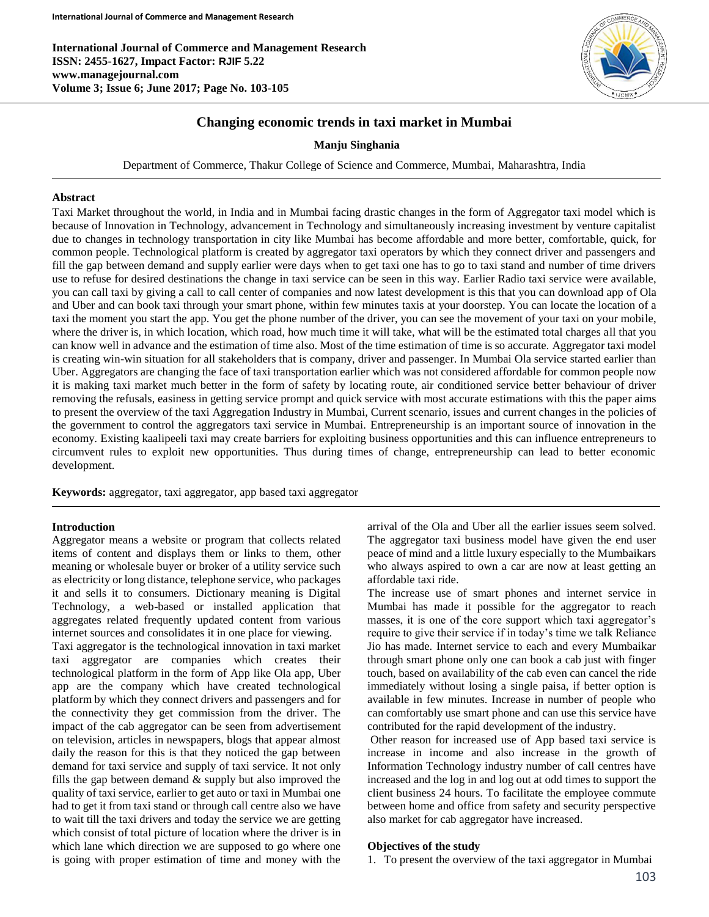# Changing economic trends in taxi market in Mumbai

**Manju Singhania**

Department of Commerce, Thakur College of Science and Commerce, Mumbai, Maharashtra, India

## Abstract

Taxi Market throughout the world, in India and in Mumbai facing drastic changes in the form of Aggregator taxi model which is because of Innovation in Technology, advancement in Technology and simultaneously increasing investment by venture capitalist due to changes in technology transportation in city like Mumbai has become affordable and more better, comfortable, quick, for common people. Technological platform is created by aggregator taxi operators by which they connect driver and passengers and fill the gap between demand and supply earlier were days when to get taxi one has to go to taxi stand and number of time drivers use to refuse for desired destinations the change in taxi service can be seen in this way. Earlier Radio taxi service were available, you can call taxi by giving a call to call center of companies and now latest development is this that you can download app of Ola and Uber and can book taxi through your smart phone, within few minutes taxis at your doorstep. You can locate the location of a taxi the moment you start the app. You get the phone number of the driver, you can see the movement of your taxi on your mobile, where the driver is, in which location, which road, how much time it will take, what will be the estimated total charges all that you can know well in advance and the estimation of time also. Most of the time estimation of time is so accurate. Aggregator taxi model is creating win-win situation for all stakeholders that is company, driver and passenger. In Mumbai Ola service started earlier than Uber. Aggregators are changing the face of taxi transportation earlier which was not considered affordable for common people now it is making taxi market much better in the form of safety by locating route, air conditioned service better behaviour of driver removing the refusals, easiness in getting service prompt and quick service with most accurate estimations with this the paper aims to present the overview of the taxi Aggregation Industry in Mumbai, Current scenario, issues and current changes in the policies of the government to control the aggregators taxi service in Mumbai. Entrepreneurship is an important source of innovation in the economy. Existing kaalipeeli taxi may create barriers for exploiting business opportunities and this can influence entrepreneurs to circumvent rules to exploit new opportunities. Thus during times of change, entrepreneurship can lead to better economic development.

**Keywords:** aggregator, taxi aggregator, app based taxi aggregator

## Introduction

Aggregator means a website or program that collects related items of content and displays them or links to them, other meaning or wholesale buyer or broker of a utility service such as electricity or long distance, telephone service, who packages it and sells it to consumers. Dictionary meaning is Digital Technology, a web-based or installed application that aggregates related frequently updated content from various internet sources and consolidates it in one place for viewing.

Taxi aggregator is the technological innovation in taxi market taxi aggregator are companies which creates their technological platform in the form of App like Ola app, Uber app are the company which have created technological platform by which they connect drivers and passengers and for the connectivity they get commission from the driver. The impact of the cab aggregator can be seen from advertisement on television, articles in newspapers, blogs that appear almost daily the reason for this is that they noticed the gap between demand for taxi service and supply of taxi service. It not only fills the gap between demand & supply but also improved the quality of taxi service, earlier to get auto or taxi in Mumbai one had to get it from taxi stand or through call centre also we have to wait till the taxi drivers and today the service we are getting which consist of total picture of location where the driver is in which lane which direction we are supposed to go where one is going with proper estimation of time and money with the arrival of the Ola and Uber all the earlier issues seem solved. The aggregator taxi business model have given the end user peace of mind and a little luxury especially to the Mumbaikars who always aspired to own a car are now at least getting an affordable taxi ride.

The increase use of smart phones and internet service in Mumbai has made it possible for the aggregator to reach masses, it is one of the core support which taxi aggregator's require to give their service if in today's time we talk Reliance Jio has made. Internet service to each and every Mumbaikar through smart phone only one can book a cab just with finger touch, based on availability of the cab even can cancel the ride immediately without losing a single paisa, if better option is available in few minutes. Increase in number of people who can comfortably use smart phone and can use this service have contributed for the rapid development of the industry.

Other reason for increased use of App based taxi service is increase in income and also increase in the growth of Information Technology industry number of call centres have increased and the log in and log out at odd times to support the client business 24 hours. To facilitate the employee commute between home and office from safety and security perspective also market for cab aggregator have increased.

## Objectives of the study

1. To present the overview of the taxi aggregator in Mumbai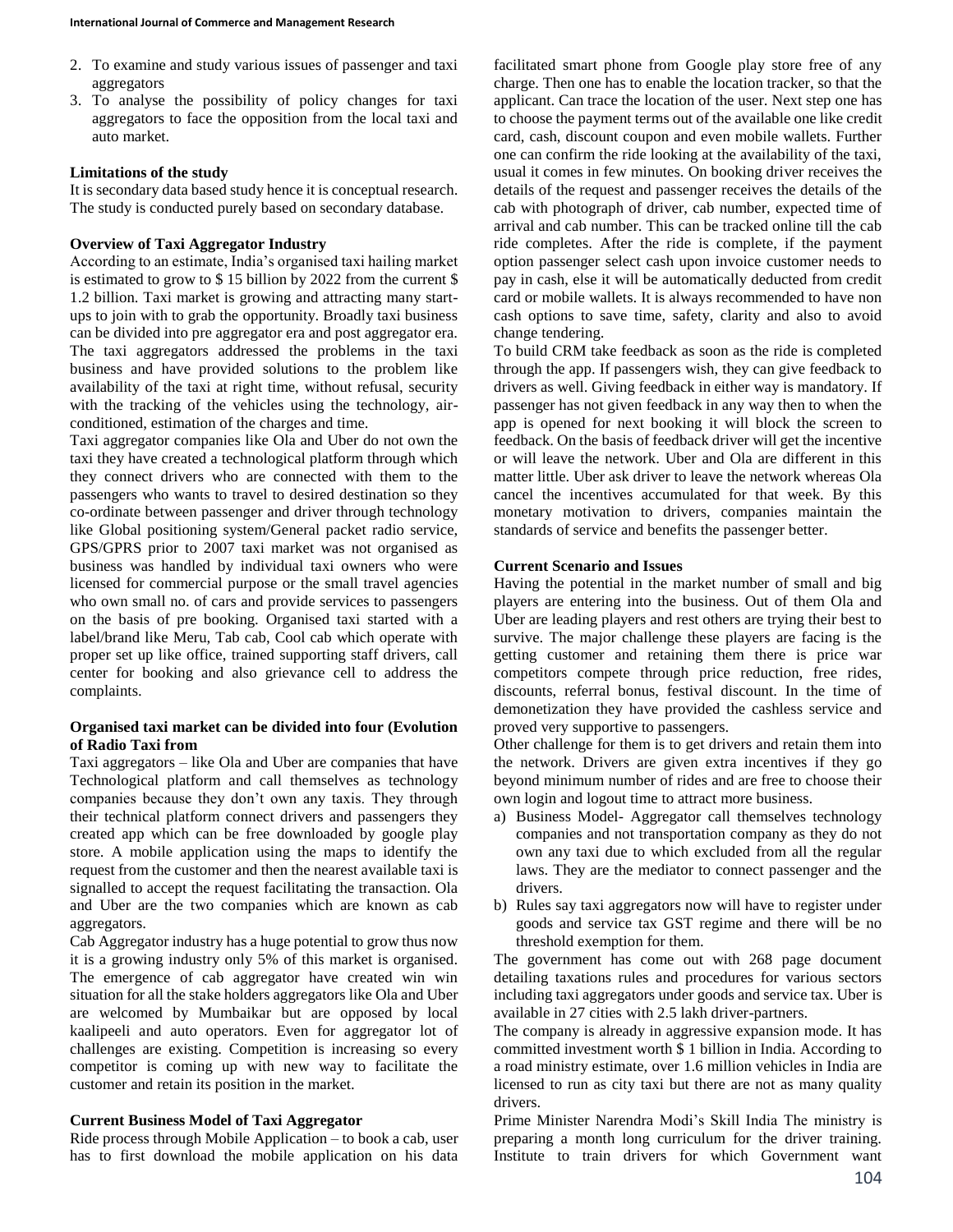2. To examine and study various issues of passenger and taxi aggregators
3. To analyse the possibility of policy changes for taxi aggregators to face the opposition from the local taxi and auto market.

**Limitations of the study**

It is secondary data based study hence it is conceptual research. The study is conducted purely based on secondary database.

**Overview of Taxi Aggregator Industry**

According to an estimate, India's organised taxi hailing market is estimated to grow to $ 15 billion by 2022 from the current $ 1.2 billion. Taxi market is growing and attracting many start-ups to join with to grab the opportunity. Broadly taxi business can be divided into pre aggregator era and post aggregator era. The taxi aggregators addressed the problems in the taxi business and have provided solutions to the problem like availability of the taxi at right time, without refusal, security with the tracking of the vehicles using the technology, air-conditioned, estimation of the charges and time.

Taxi aggregator companies like Ola and Uber do not own the taxi they have created a technological platform through which they connect drivers who are connected with them to the passengers who wants to travel to desired destination so they co-ordinate between passenger and driver through technology like Global positioning system/General packet radio service, GPS/GPRS prior to 2007 taxi market was not organised as business was handled by individual taxi owners who were licensed for commercial purpose or the small travel agencies who own small no. of cars and provide services to passengers on the basis of pre booking. Organised taxi started with a label/brand like Meru, Tab cab, Cool cab which operate with proper set up like office, trained supporting staff drivers, call center for booking and also grievance cell to address the complaints.

**Organised taxi market can be divided into four (Evolution of Radio Taxi from**

Taxi aggregators – like Ola and Uber are companies that have Technological platform and call themselves as technology companies because they don't own any taxis. They through their technical platform connect drivers and passengers they created app which can be free downloaded by google play store. A mobile application using the maps to identify the request from the customer and then the nearest available taxi is signalled to accept the request facilitating the transaction. Ola and Uber are the two companies which are known as cab aggregators.

Cab Aggregator industry has a huge potential to grow thus now it is a growing industry only 5% of this market is organised. The emergence of cab aggregator have created win win situation for all the stake holders aggregators like Ola and Uber are welcomed by Mumbaikar but are opposed by local kaalipeeli and auto operators. Even for aggregator lot of challenges are existing. Competition is increasing so every competitor is coming up with new way to facilitate the customer and retain its position in the market.

**Current Business Model of Taxi Aggregator**

Ride process through Mobile Application – to book a cab, user has to first download the mobile application on his data facilitated smart phone from Google play store free of any charge. Then one has to enable the location tracker, so that the applicant. Can trace the location of the user. Next step one has to choose the payment terms out of the available one like credit card, cash, discount coupon and even mobile wallets. Further one can confirm the ride looking at the availability of the taxi, usual it comes in few minutes. On booking driver receives the details of the request and passenger receives the details of the cab with photograph of driver, cab number, expected time of arrival and cab number. This can be tracked online till the cab ride completes. After the ride is complete, if the payment option passenger select cash upon invoice customer needs to pay in cash, else it will be automatically deducted from credit card or mobile wallets. It is always recommended to have non cash options to save time, safety, clarity and also to avoid change tendering.

To build CRM take feedback as soon as the ride is completed through the app. If passengers wish, they can give feedback to drivers as well. Giving feedback in either way is mandatory. If passenger has not given feedback in any way then to when the app is opened for next booking it will block the screen to feedback. On the basis of feedback driver will get the incentive or will leave the network. Uber and Ola are different in this matter little. Uber ask driver to leave the network whereas Ola cancel the incentives accumulated for that week. By this monetary motivation to drivers, companies maintain the standards of service and benefits the passenger better.

**Current Scenario and Issues**

Having the potential in the market number of small and big players are entering into the business. Out of them Ola and Uber are leading players and rest others are trying their best to survive. The major challenge these players are facing is the getting customer and retaining them there is price war competitors compete through price reduction, free rides, discounts, referral bonus, festival discount. In the time of demonetization they have provided the cashless service and proved very supportive to passengers.

Other challenge for them is to get drivers and retain them into the network. Drivers are given extra incentives if they go beyond minimum number of rides and are free to choose their own login and logout time to attract more business.

a) Business Model- Aggregator call themselves technology companies and not transportation company as they do not own any taxi due to which excluded from all the regular laws. They are the mediator to connect passenger and the drivers.
b) Rules say taxi aggregators now will have to register under goods and service tax GST regime and there will be no threshold exemption for them.

The government has come out with 268 page document detailing taxations rules and procedures for various sectors including taxi aggregators under goods and service tax. Uber is available in 27 cities with 2.5 lakh driver-partners.

The company is already in aggressive expansion mode. It has committed investment worth $ 1 billion in India. According to a road ministry estimate, over 1.6 million vehicles in India are licensed to run as city taxi but there are not as many quality drivers.

Prime Minister Narendra Modi's Skill India The ministry is preparing a month long curriculum for the driver training. Institute to train drivers for which Government want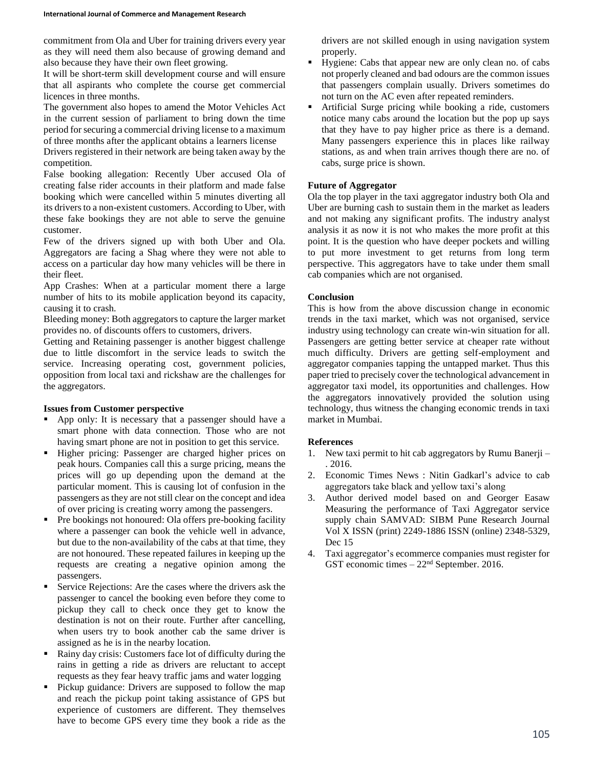commitment from Ola and Uber for training drivers every year as they will need them also because of growing demand and also because they have their own fleet growing.

It will be short-term skill development course and will ensure that all aspirants who complete the course get commercial licences in three months.

The government also hopes to amend the Motor Vehicles Act in the current session of parliament to bring down the time period for securing a commercial driving license to a maximum of three months after the applicant obtains a learners license

Drivers registered in their network are being taken away by the competition.

False booking allegation: Recently Uber accused Ola of creating false rider accounts in their platform and made false booking which were cancelled within 5 minutes diverting all its drivers to a non-existent customers. According to Uber, with these fake bookings they are not able to serve the genuine customer.

Few of the drivers signed up with both Uber and Ola. Aggregators are facing a Shag where they were not able to access on a particular day how many vehicles will be there in their fleet.

App Crashes: When at a particular moment there a large number of hits to its mobile application beyond its capacity, causing it to crash.

Bleeding money: Both aggregators to capture the larger market provides no. of discounts offers to customers, drivers.

Getting and Retaining passenger is another biggest challenge due to little discomfort in the service leads to switch the service. Increasing operating cost, government policies, opposition from local taxi and rickshaw are the challenges for the aggregators.

### Issues from Customer perspective

- App only: It is necessary that a passenger should have a smart phone with data connection. Those who are not having smart phone are not in position to get this service.
- Higher pricing: Passenger are charged higher prices on peak hours. Companies call this a surge pricing, means the prices will go up depending upon the demand at the particular moment. This is causing lot of confusion in the passengers as they are not still clear on the concept and idea of over pricing is creating worry among the passengers.
- Pre bookings not honoured: Ola offers pre-booking facility where a passenger can book the vehicle well in advance, but due to the non-availability of the cabs at that time, they are not honoured. These repeated failures in keeping up the requests are creating a negative opinion among the passengers.
- Service Rejections: Are the cases where the drivers ask the passenger to cancel the booking even before they come to pickup they call to check once they get to know the destination is not on their route. Further after cancelling, when users try to book another cab the same driver is assigned as he is in the nearby location.
- Rainy day crisis: Customers face lot of difficulty during the rains in getting a ride as drivers are reluctant to accept requests as they fear heavy traffic jams and water logging
- Pickup guidance: Drivers are supposed to follow the map and reach the pickup point taking assistance of GPS but experience of customers are different. They themselves have to become GPS every time they book a ride as the drivers are not skilled enough in using navigation system properly.
- Hygiene: Cabs that appear new are only clean no. of cabs not properly cleaned and bad odours are the common issues that passengers complain usually. Drivers sometimes do not turn on the AC even after repeated reminders.
- Artificial Surge pricing while booking a ride, customers notice many cabs around the location but the pop up says that they have to pay higher price as there is a demand. Many passengers experience this in places like railway stations, as and when train arrives though there are no. of cabs, surge price is shown.

### Future of Aggregator

Ola the top player in the taxi aggregator industry both Ola and Uber are burning cash to sustain them in the market as leaders and not making any significant profits. The industry analyst analysis it as now it is not who makes the more profit at this point. It is the question who have deeper pockets and willing to put more investment to get returns from long term perspective. This aggregators have to take under them small cab companies which are not organised.

### Conclusion

This is how from the above discussion change in economic trends in the taxi market, which was not organised, service industry using technology can create win-win situation for all. Passengers are getting better service at cheaper rate without much difficulty. Drivers are getting self-employment and aggregator companies tapping the untapped market. Thus this paper tried to precisely cover the technological advancement in aggregator taxi model, its opportunities and challenges. How the aggregators innovatively provided the solution using technology, thus witness the changing economic trends in taxi market in Mumbai.

### References

1. New taxi permit to hit cab aggregators by Rumu Banerji – . 2016.
2. Economic Times News : Nitin Gadkarl's advice to cab aggregators take black and yellow taxi's along
3. Author derived model based on and Georger Easaw Measuring the performance of Taxi Aggregator service supply chain SAMVAD: SIBM Pune Research Journal Vol X ISSN (print) 2249-1886 ISSN (online) 2348-5329, Dec 15
4. Taxi aggregator's ecommerce companies must register for GST economic times – 22nd September. 2016.